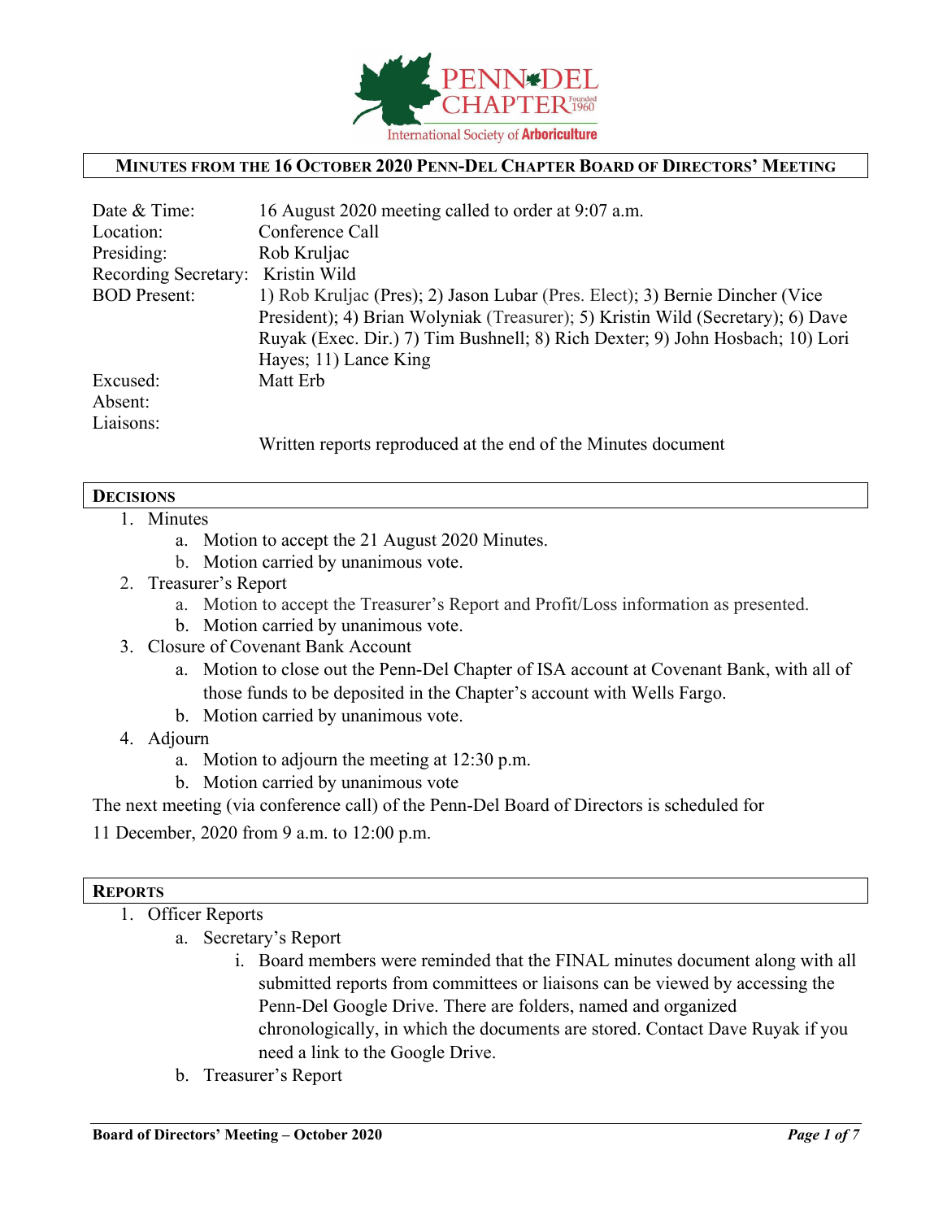PENN-DEL CHAPTER Founded 1960

International Society of Arboriculture

## MINUTES FROM THE 16 OCTOBER 2020 PENN-DEL CHAPTER BOARD OF DIRECTORS' MEETING

| | |
|---|---|
| Date & Time: | 16 August 2020 meeting called to order at 9:07 a.m. |
| Location: | Conference Call |
| Presiding: | Rob Kruljac |
| Recording Secretary: | Kristin Wild |
| BOD Present: | 1) Rob Kruljac (Pres); 2) Jason Lubar (Pres. Elect); 3) Bernie Dincher (Vice President); 4) Brian Wolyniak (Treasurer); 5) Kristin Wild (Secretary); 6) Dave Ruyak (Exec. Dir.) 7) Tim Bushnell; 8) Rich Dexter; 9) John Hosbach; 10) Lori Hayes; 11) Lance King |
| Excused: | Matt Erb |
| Absent: | |
| Liaisons: | |
| | Written reports reproduced at the end of the Minutes document |

## DECISIONS

1. Minutes
   a. Motion to accept the 21 August 2020 Minutes.
   b. Motion carried by unanimous vote.
2. Treasurer's Report
   a. Motion to accept the Treasurer's Report and Profit/Loss information as presented.
   b. Motion carried by unanimous vote.
3. Closure of Covenant Bank Account
   a. Motion to close out the Penn-Del Chapter of ISA account at Covenant Bank, with all of those funds to be deposited in the Chapter's account with Wells Fargo.
   b. Motion carried by unanimous vote.
4. Adjourn
   a. Motion to adjourn the meeting at 12:30 p.m.
   b. Motion carried by unanimous vote

The next meeting (via conference call) of the Penn-Del Board of Directors is scheduled for 11 December, 2020 from 9 a.m. to 12:00 p.m.

## REPORTS

1. Officer Reports
   a. Secretary's Report
      i. Board members were reminded that the FINAL minutes document along with all submitted reports from committees or liaisons can be viewed by accessing the Penn-Del Google Drive. There are folders, named and organized chronologically, in which the documents are stored. Contact Dave Ruyak if you need a link to the Google Drive.
   b. Treasurer's Report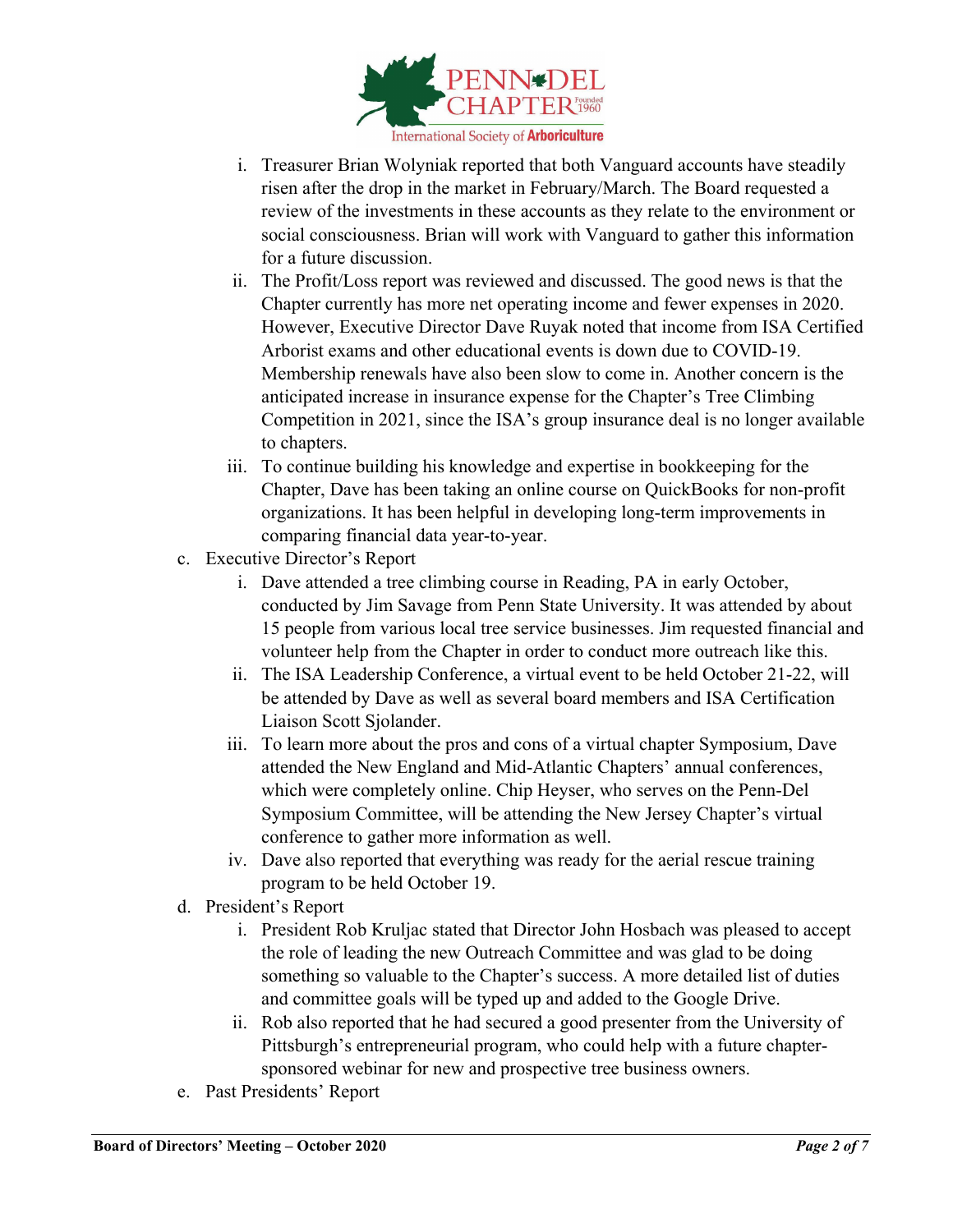i. Treasurer Brian Wolyniak reported that both Vanguard accounts have steadily risen after the drop in the market in February/March. The Board requested a review of the investments in these accounts as they relate to the environment or social consciousness. Brian will work with Vanguard to gather this information for a future discussion.

ii. The Profit/Loss report was reviewed and discussed. The good news is that the Chapter currently has more net operating income and fewer expenses in 2020. However, Executive Director Dave Ruyak noted that income from ISA Certified Arborist exams and other educational events is down due to COVID-19. Membership renewals have also been slow to come in. Another concern is the anticipated increase in insurance expense for the Chapter's Tree Climbing Competition in 2021, since the ISA's group insurance deal is no longer available to chapters.

iii. To continue building his knowledge and expertise in bookkeeping for the Chapter, Dave has been taking an online course on QuickBooks for non-profit organizations. It has been helpful in developing long-term improvements in comparing financial data year-to-year.

c. Executive Director's Report

i. Dave attended a tree climbing course in Reading, PA in early October, conducted by Jim Savage from Penn State University. It was attended by about 15 people from various local tree service businesses. Jim requested financial and volunteer help from the Chapter in order to conduct more outreach like this.

ii. The ISA Leadership Conference, a virtual event to be held October 21-22, will be attended by Dave as well as several board members and ISA Certification Liaison Scott Sjolander.

iii. To learn more about the pros and cons of a virtual chapter Symposium, Dave attended the New England and Mid-Atlantic Chapters' annual conferences, which were completely online. Chip Heyser, who serves on the Penn-Del Symposium Committee, will be attending the New Jersey Chapter's virtual conference to gather more information as well.

iv. Dave also reported that everything was ready for the aerial rescue training program to be held October 19.

d. President's Report

i. President Rob Kruljac stated that Director John Hosbach was pleased to accept the role of leading the new Outreach Committee and was glad to be doing something so valuable to the Chapter's success. A more detailed list of duties and committee goals will be typed up and added to the Google Drive.

ii. Rob also reported that he had secured a good presenter from the University of Pittsburgh's entrepreneurial program, who could help with a future chapter-sponsored webinar for new and prospective tree business owners.

e. Past Presidents' Report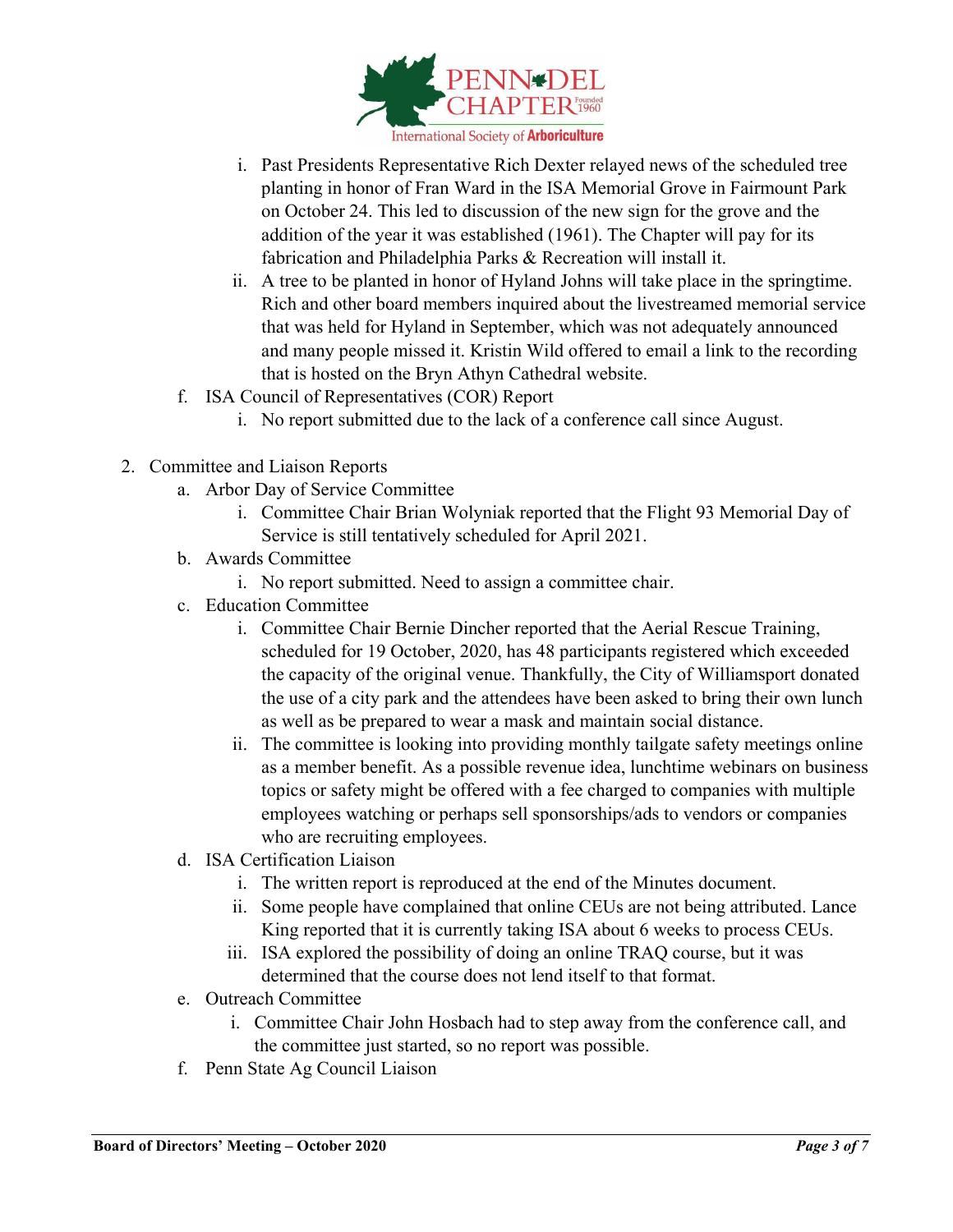i. Past Presidents Representative Rich Dexter relayed news of the scheduled tree planting in honor of Fran Ward in the ISA Memorial Grove in Fairmount Park on October 24. This led to discussion of the new sign for the grove and the addition of the year it was established (1961). The Chapter will pay for its fabrication and Philadelphia Parks & Recreation will install it.

ii. A tree to be planted in honor of Hyland Johns will take place in the springtime. Rich and other board members inquired about the livestreamed memorial service that was held for Hyland in September, which was not adequately announced and many people missed it. Kristin Wild offered to email a link to the recording that is hosted on the Bryn Athyn Cathedral website.

f. ISA Council of Representatives (COR) Report

  i. No report submitted due to the lack of a conference call since August.

2. Committee and Liaison Reports

  a. Arbor Day of Service Committee

    i. Committee Chair Brian Wolyniak reported that the Flight 93 Memorial Day of Service is still tentatively scheduled for April 2021.

  b. Awards Committee

    i. No report submitted. Need to assign a committee chair.

  c. Education Committee

    i. Committee Chair Bernie Dincher reported that the Aerial Rescue Training, scheduled for 19 October, 2020, has 48 participants registered which exceeded the capacity of the original venue. Thankfully, the City of Williamsport donated the use of a city park and the attendees have been asked to bring their own lunch as well as be prepared to wear a mask and maintain social distance.

    ii. The committee is looking into providing monthly tailgate safety meetings online as a member benefit. As a possible revenue idea, lunchtime webinars on business topics or safety might be offered with a fee charged to companies with multiple employees watching or perhaps sell sponsorships/ads to vendors or companies who are recruiting employees.

  d. ISA Certification Liaison

    i. The written report is reproduced at the end of the Minutes document.

    ii. Some people have complained that online CEUs are not being attributed. Lance King reported that it is currently taking ISA about 6 weeks to process CEUs.

    iii. ISA explored the possibility of doing an online TRAQ course, but it was determined that the course does not lend itself to that format.

  e. Outreach Committee

    i. Committee Chair John Hosbach had to step away from the conference call, and the committee just started, so no report was possible.

  f. Penn State Ag Council Liaison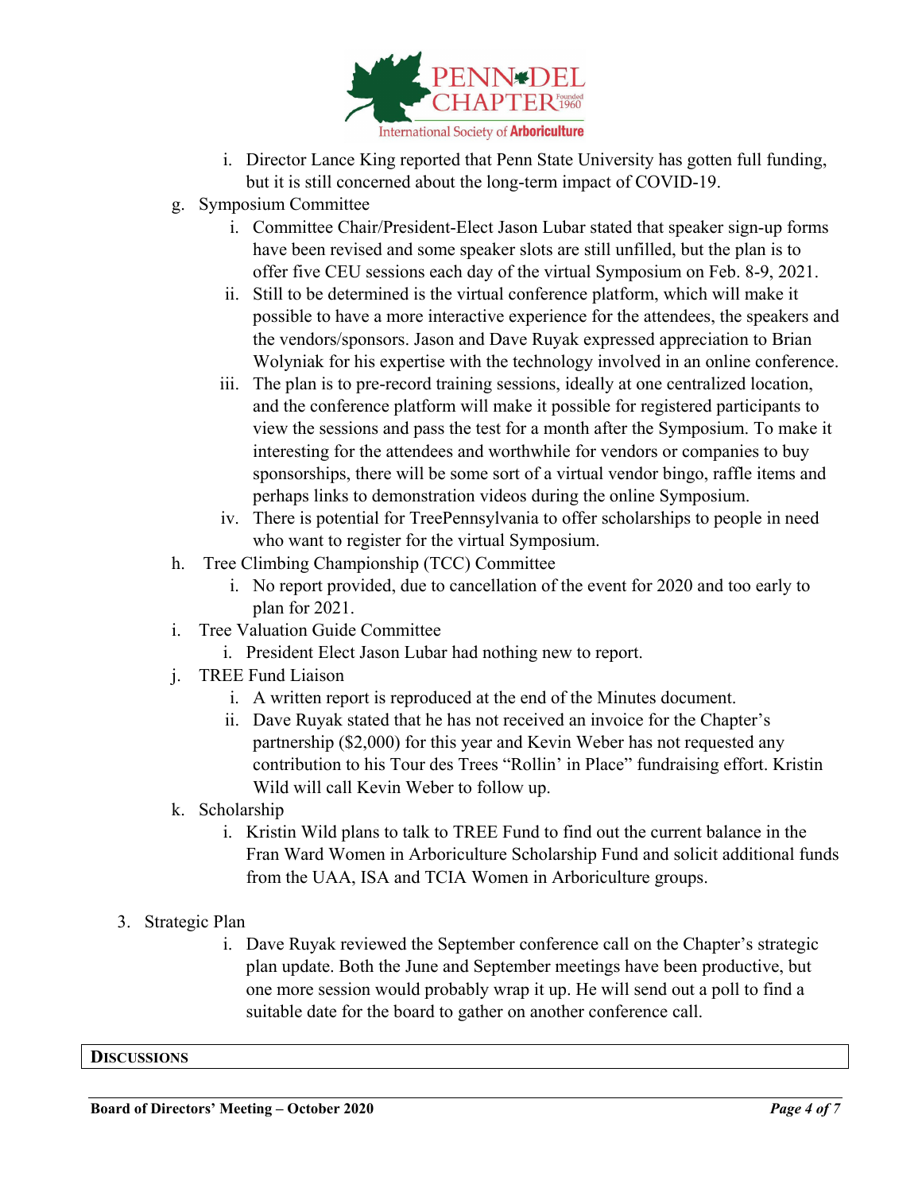i. Director Lance King reported that Penn State University has gotten full funding, but it is still concerned about the long-term impact of COVID-19.

g. Symposium Committee
   i. Committee Chair/President-Elect Jason Lubar stated that speaker sign-up forms have been revised and some speaker slots are still unfilled, but the plan is to offer five CEU sessions each day of the virtual Symposium on Feb. 8-9, 2021.
   ii. Still to be determined is the virtual conference platform, which will make it possible to have a more interactive experience for the attendees, the speakers and the vendors/sponsors. Jason and Dave Ruyak expressed appreciation to Brian Wolyniak for his expertise with the technology involved in an online conference.
   iii. The plan is to pre-record training sessions, ideally at one centralized location, and the conference platform will make it possible for registered participants to view the sessions and pass the test for a month after the Symposium. To make it interesting for the attendees and worthwhile for vendors or companies to buy sponsorships, there will be some sort of a virtual vendor bingo, raffle items and perhaps links to demonstration videos during the online Symposium.
   iv. There is potential for TreePennsylvania to offer scholarships to people in need who want to register for the virtual Symposium.

h. Tree Climbing Championship (TCC) Committee
   i. No report provided, due to cancellation of the event for 2020 and too early to plan for 2021.

i. Tree Valuation Guide Committee
   i. President Elect Jason Lubar had nothing new to report.

j. TREE Fund Liaison
   i. A written report is reproduced at the end of the Minutes document.
   ii. Dave Ruyak stated that he has not received an invoice for the Chapter's partnership ($2,000) for this year and Kevin Weber has not requested any contribution to his Tour des Trees "Rollin' in Place" fundraising effort. Kristin Wild will call Kevin Weber to follow up.

k. Scholarship
   i. Kristin Wild plans to talk to TREE Fund to find out the current balance in the Fran Ward Women in Arboriculture Scholarship Fund and solicit additional funds from the UAA, ISA and TCIA Women in Arboriculture groups.

3. Strategic Plan
   i. Dave Ruyak reviewed the September conference call on the Chapter's strategic plan update. Both the June and September meetings have been productive, but one more session would probably wrap it up. He will send out a poll to find a suitable date for the board to gather on another conference call.

**DISCUSSIONS**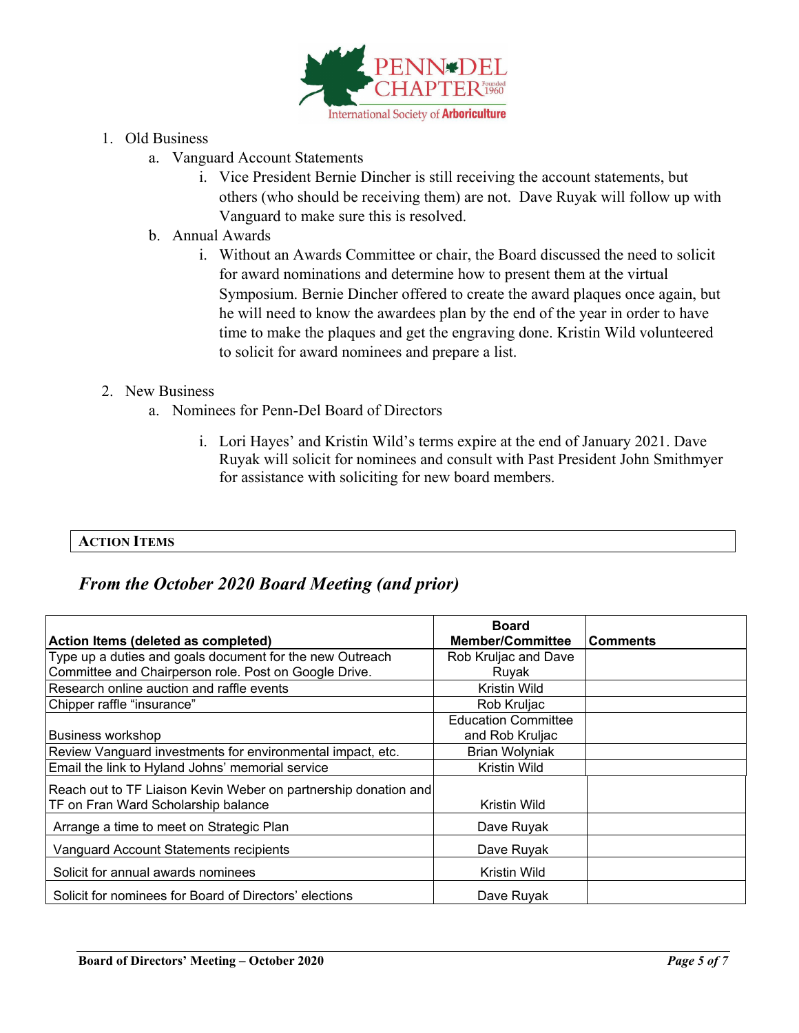1. Old Business
   a. Vanguard Account Statements
      i. Vice President Bernie Dincher is still receiving the account statements, but others (who should be receiving them) are not. Dave Ruyak will follow up with Vanguard to make sure this is resolved.
   b. Annual Awards
      i. Without an Awards Committee or chair, the Board discussed the need to solicit for award nominations and determine how to present them at the virtual Symposium. Bernie Dincher offered to create the award plaques once again, but he will need to know the awardees plan by the end of the year in order to have time to make the plaques and get the engraving done. Kristin Wild volunteered to solicit for award nominees and prepare a list.

2. New Business
   a. Nominees for Penn-Del Board of Directors
      i. Lori Hayes' and Kristin Wild's terms expire at the end of January 2021. Dave Ruyak will solicit for nominees and consult with Past President John Smithmyer for assistance with soliciting for new board members.

## ACTION ITEMS

### *From the October 2020 Board Meeting (and prior)*

| Action Items (deleted as completed) | Board Member/Committee | Comments |
|---|---|---|
| Type up a duties and goals document for the new Outreach Committee and Chairperson role. Post on Google Drive. | Rob Kruljac and Dave Ruyak | |
| Research online auction and raffle events | Kristin Wild | |
| Chipper raffle "insurance" | Rob Kruljac | |
| Business workshop | Education Committee and Rob Kruljac | |
| Review Vanguard investments for environmental impact, etc. | Brian Wolyniak | |
| Email the link to Hyland Johns' memorial service | Kristin Wild | |
| Reach out to TF Liaison Kevin Weber on partnership donation and TF on Fran Ward Scholarship balance | Kristin Wild | |
| Arrange a time to meet on Strategic Plan | Dave Ruyak | |
| Vanguard Account Statements recipients | Dave Ruyak | |
| Solicit for annual awards nominees | Kristin Wild | |
| Solicit for nominees for Board of Directors' elections | Dave Ruyak | |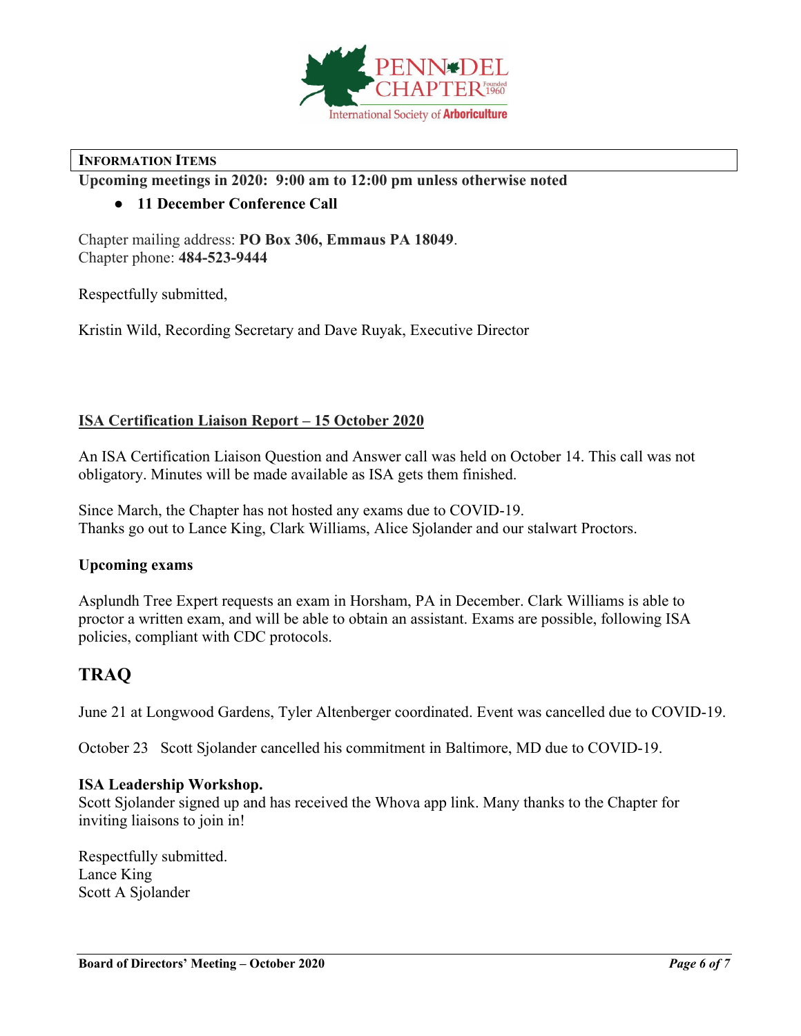**INFORMATION ITEMS**

**Upcoming meetings in 2020: 9:00 am to 12:00 pm unless otherwise noted**

- **11 December Conference Call**

Chapter mailing address: **PO Box 306, Emmaus PA 18049**.
Chapter phone: **484-523-9444**

Respectfully submitted,

Kristin Wild, Recording Secretary and Dave Ruyak, Executive Director

**ISA Certification Liaison Report – 15 October 2020**

An ISA Certification Liaison Question and Answer call was held on October 14. This call was not obligatory. Minutes will be made available as ISA gets them finished.

Since March, the Chapter has not hosted any exams due to COVID-19.
Thanks go out to Lance King, Clark Williams, Alice Sjolander and our stalwart Proctors.

**Upcoming exams**

Asplundh Tree Expert requests an exam in Horsham, PA in December. Clark Williams is able to proctor a written exam, and will be able to obtain an assistant. Exams are possible, following ISA policies, compliant with CDC protocols.

## TRAQ

June 21 at Longwood Gardens, Tyler Altenberger coordinated. Event was cancelled due to COVID-19.

October 23 Scott Sjolander cancelled his commitment in Baltimore, MD due to COVID-19.

**ISA Leadership Workshop.**
Scott Sjolander signed up and has received the Whova app link. Many thanks to the Chapter for inviting liaisons to join in!

Respectfully submitted.
Lance King
Scott A Sjolander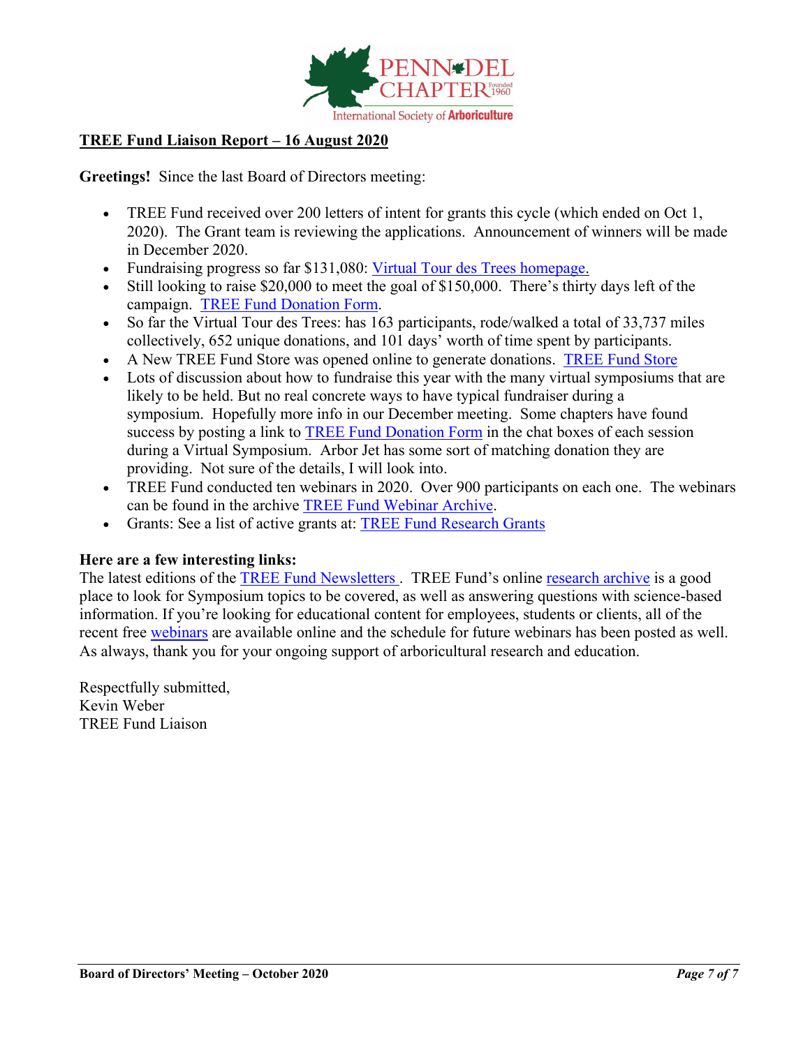**TREE Fund Liaison Report – 16 August 2020**

**Greetings!** Since the last Board of Directors meeting:

- TREE Fund received over 200 letters of intent for grants this cycle (which ended on Oct 1, 2020). The Grant team is reviewing the applications. Announcement of winners will be made in December 2020.
- Fundraising progress so far $131,080: Virtual Tour des Trees homepage.
- Still looking to raise $20,000 to meet the goal of $150,000. There's thirty days left of the campaign. TREE Fund Donation Form.
- So far the Virtual Tour des Trees: has 163 participants, rode/walked a total of 33,737 miles collectively, 652 unique donations, and 101 days' worth of time spent by participants.
- A New TREE Fund Store was opened online to generate donations. TREE Fund Store
- Lots of discussion about how to fundraise this year with the many virtual symposiums that are likely to be held. But no real concrete ways to have typical fundraiser during a symposium. Hopefully more info in our December meeting. Some chapters have found success by posting a link to TREE Fund Donation Form in the chat boxes of each session during a Virtual Symposium. Arbor Jet has some sort of matching donation they are providing. Not sure of the details, I will look into.
- TREE Fund conducted ten webinars in 2020. Over 900 participants on each one. The webinars can be found in the archive TREE Fund Webinar Archive.
- Grants: See a list of active grants at: TREE Fund Research Grants

**Here are a few interesting links:**

The latest editions of the TREE Fund Newsletters . TREE Fund's online research archive is a good place to look for Symposium topics to be covered, as well as answering questions with science-based information. If you're looking for educational content for employees, students or clients, all of the recent free webinars are available online and the schedule for future webinars has been posted as well. As always, thank you for your ongoing support of arboricultural research and education.

Respectfully submitted,
Kevin Weber
TREE Fund Liaison